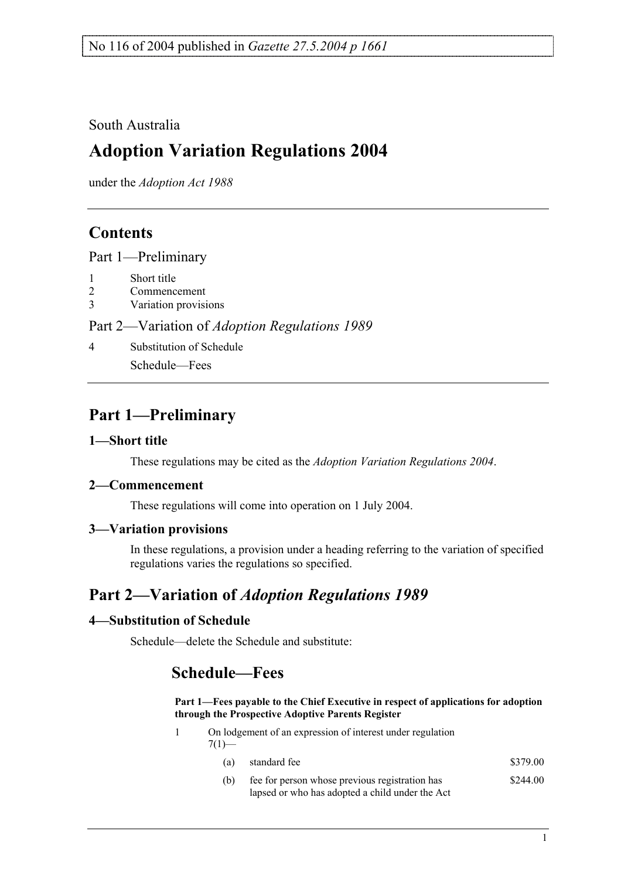No 116 of 2004 published in *Gazette 27.5.2004 p 1661*

South Australia

# Adoption Variation Regulations 2004

under the *Adoption Act 1988*

## Contents

Part 1—Preliminary

1 Short title
2 Commencement
3 Variation provisions

Part 2—Variation of *Adoption Regulations 1989*

4 Substitution of Schedule
Schedule—Fees

## Part 1—Preliminary

### 1—Short title

These regulations may be cited as the *Adoption Variation Regulations 2004*.

### 2—Commencement

These regulations will come into operation on 1 July 2004.

### 3—Variation provisions

In these regulations, a provision under a heading referring to the variation of specified regulations varies the regulations so specified.

## Part 2—Variation of *Adoption Regulations 1989*

### 4—Substitution of Schedule

Schedule—delete the Schedule and substitute:

## Schedule—Fees

**Part 1—Fees payable to the Chief Executive in respect of applications for adoption through the Prospective Adoptive Parents Register**

1 On lodgement of an expression of interest under regulation 7(1)—

| | | |
|---|---|---|
| (a) | standard fee | $379.00 |
| (b) | fee for person whose previous registration has lapsed or who has adopted a child under the Act | $244.00 |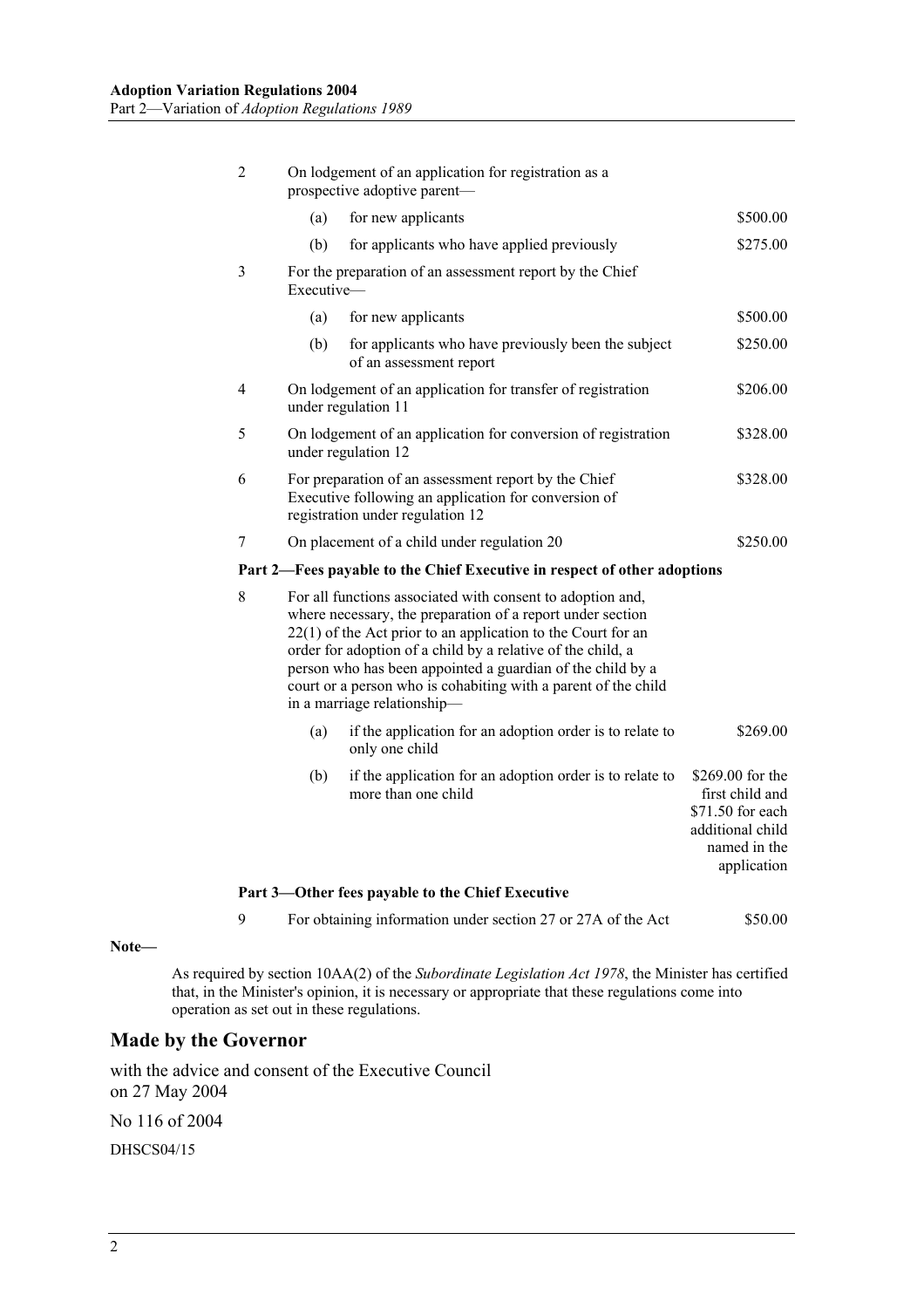| | | | |
|---|---|---|---|
| 2 | On lodgement of an application for registration as a prospective adoptive parent— | | |
| | (a) | for new applicants | \$500.00 |
| | (b) | for applicants who have applied previously | \$275.00 |
| 3 | For the preparation of an assessment report by the Chief Executive— | | |
| | (a) | for new applicants | \$500.00 |
| | (b) | for applicants who have previously been the subject of an assessment report | \$250.00 |
| 4 | On lodgement of an application for transfer of registration under regulation 11 | | \$206.00 |
| 5 | On lodgement of an application for conversion of registration under regulation 12 | | \$328.00 |
| 6 | For preparation of an assessment report by the Chief Executive following an application for conversion of registration under regulation 12 | | \$328.00 |
| 7 | On placement of a child under regulation 20 | | \$250.00 |
| **Part 2—Fees payable to the Chief Executive in respect of other adoptions** | | | |
| 8 | For all functions associated with consent to adoption and, where necessary, the preparation of a report under section 22(1) of the Act prior to an application to the Court for an order for adoption of a child by a relative of the child, a person who has been appointed a guardian of the child by a court or a person who is cohabiting with a parent of the child in a marriage relationship— | | |
| | (a) | if the application for an adoption order is to relate to only one child | \$269.00 |
| | (b) | if the application for an adoption order is to relate to more than one child | \$269.00 for the first child and \$71.50 for each additional child named in the application |
| **Part 3—Other fees payable to the Chief Executive** | | | |
| 9 | For obtaining information under section 27 or 27A of the Act | | \$50.00 |

**Note—**

As required by section 10AA(2) of the *Subordinate Legislation Act 1978*, the Minister has certified that, in the Minister's opinion, it is necessary or appropriate that these regulations come into operation as set out in these regulations.

## Made by the Governor

with the advice and consent of the Executive Council on 27 May 2004

No 116 of 2004

DHSCS04/15